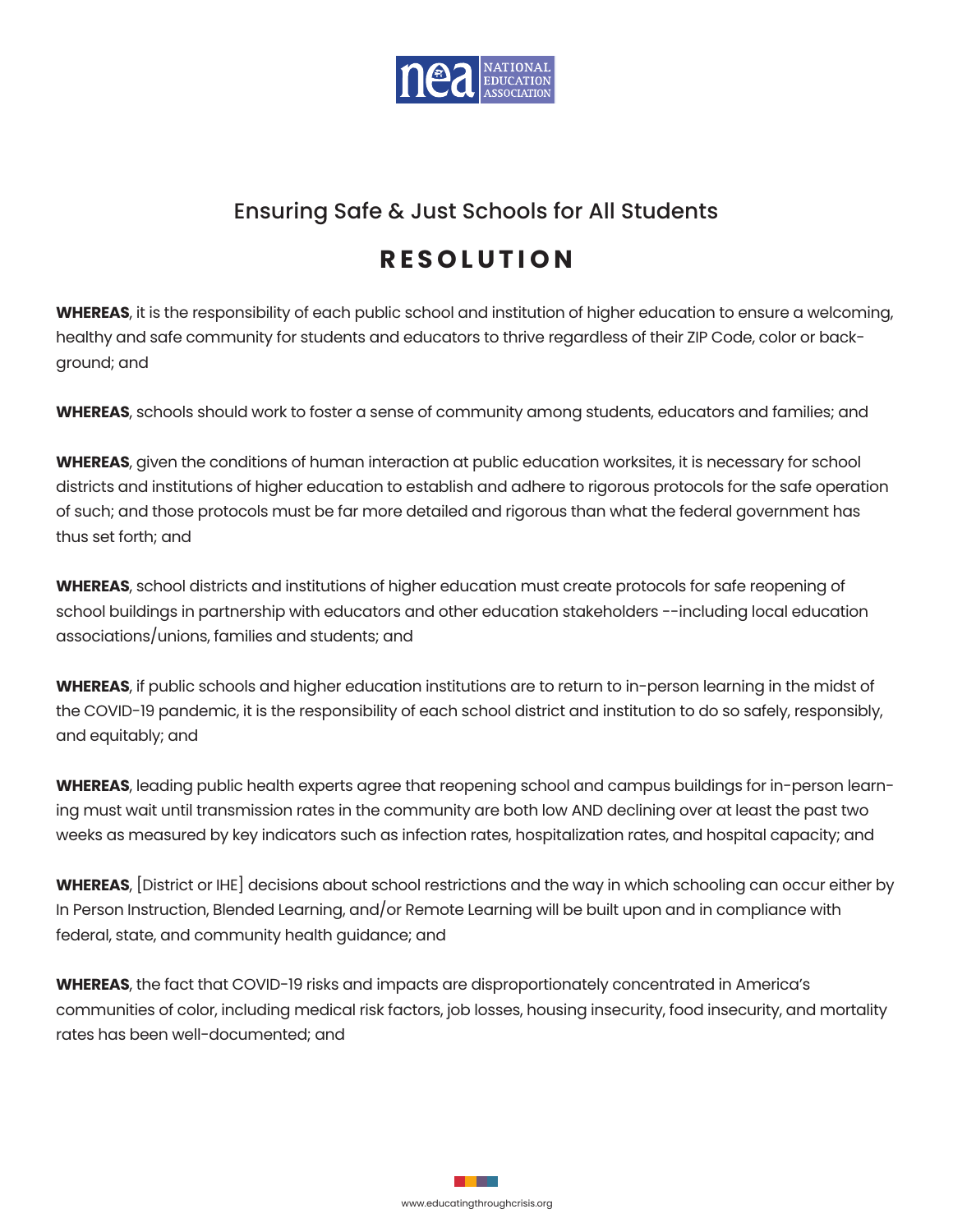## Ensuring Safe & Just Schools for All Students

# RESOLUTION

**WHEREAS**, it is the responsibility of each public school and institution of higher education to ensure a welcoming, healthy and safe community for students and educators to thrive regardless of their ZIP Code, color or background; and

**WHEREAS**, schools should work to foster a sense of community among students, educators and families; and

**WHEREAS**, given the conditions of human interaction at public education worksites, it is necessary for school districts and institutions of higher education to establish and adhere to rigorous protocols for the safe operation of such; and those protocols must be far more detailed and rigorous than what the federal government has thus set forth; and

**WHEREAS**, school districts and institutions of higher education must create protocols for safe reopening of school buildings in partnership with educators and other education stakeholders --including local education associations/unions, families and students; and

**WHEREAS**, if public schools and higher education institutions are to return to in-person learning in the midst of the COVID-19 pandemic, it is the responsibility of each school district and institution to do so safely, responsibly, and equitably; and

**WHEREAS**, leading public health experts agree that reopening school and campus buildings for in-person learning must wait until transmission rates in the community are both low AND declining over at least the past two weeks as measured by key indicators such as infection rates, hospitalization rates, and hospital capacity; and

**WHEREAS**, [District or IHE] decisions about school restrictions and the way in which schooling can occur either by In Person Instruction, Blended Learning, and/or Remote Learning will be built upon and in compliance with federal, state, and community health guidance; and

**WHEREAS**, the fact that COVID-19 risks and impacts are disproportionately concentrated in America's communities of color, including medical risk factors, job losses, housing insecurity, food insecurity, and mortality rates has been well-documented; and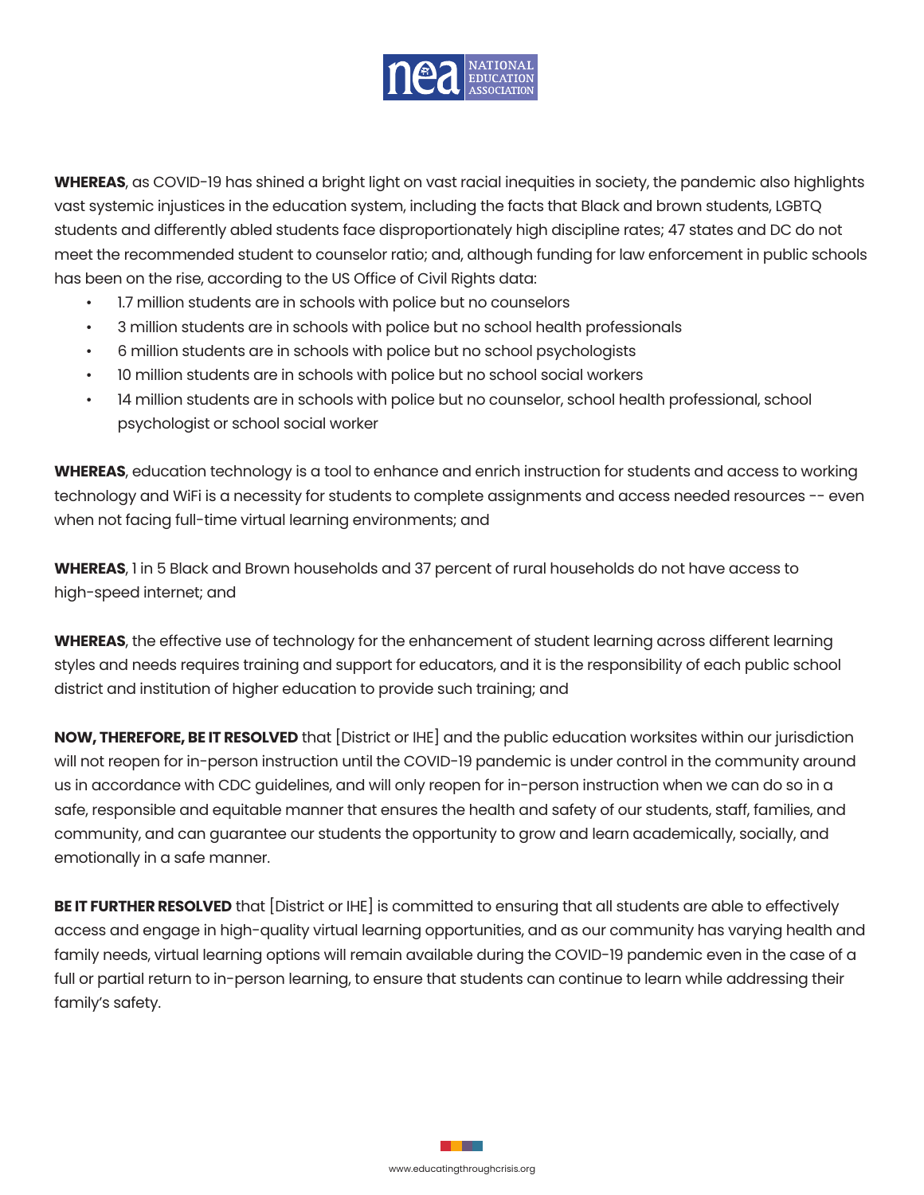**WHEREAS**, as COVID-19 has shined a bright light on vast racial inequities in society, the pandemic also highlights vast systemic injustices in the education system, including the facts that Black and brown students, LGBTQ students and differently abled students face disproportionately high discipline rates; 47 states and DC do not meet the recommended student to counselor ratio; and, although funding for law enforcement in public schools has been on the rise, according to the US Office of Civil Rights data:

- 1.7 million students are in schools with police but no counselors
- 3 million students are in schools with police but no school health professionals
- 6 million students are in schools with police but no school psychologists
- 10 million students are in schools with police but no school social workers
- 14 million students are in schools with police but no counselor, school health professional, school psychologist or school social worker

**WHEREAS**, education technology is a tool to enhance and enrich instruction for students and access to working technology and WiFi is a necessity for students to complete assignments and access needed resources -- even when not facing full-time virtual learning environments; and

**WHEREAS**, 1 in 5 Black and Brown households and 37 percent of rural households do not have access to high-speed internet; and

**WHEREAS**, the effective use of technology for the enhancement of student learning across different learning styles and needs requires training and support for educators, and it is the responsibility of each public school district and institution of higher education to provide such training; and

**NOW, THEREFORE, BE IT RESOLVED** that [District or IHE] and the public education worksites within our jurisdiction will not reopen for in-person instruction until the COVID-19 pandemic is under control in the community around us in accordance with CDC guidelines, and will only reopen for in-person instruction when we can do so in a safe, responsible and equitable manner that ensures the health and safety of our students, staff, families, and community, and can guarantee our students the opportunity to grow and learn academically, socially, and emotionally in a safe manner.

**BE IT FURTHER RESOLVED** that [District or IHE] is committed to ensuring that all students are able to effectively access and engage in high-quality virtual learning opportunities, and as our community has varying health and family needs, virtual learning options will remain available during the COVID-19 pandemic even in the case of a full or partial return to in-person learning, to ensure that students can continue to learn while addressing their family's safety.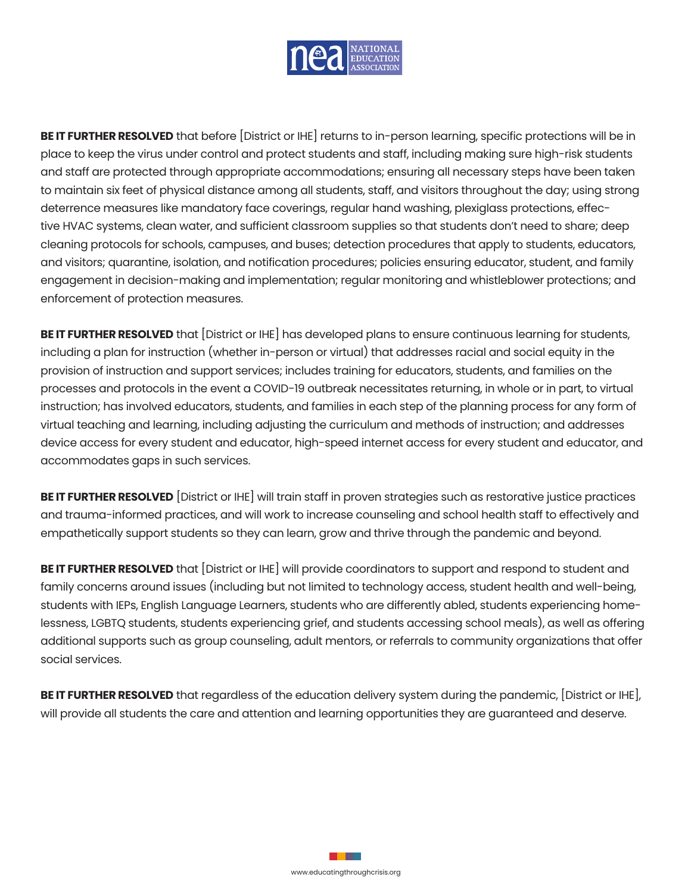**BE IT FURTHER RESOLVED** that before [District or IHE] returns to in-person learning, specific protections will be in place to keep the virus under control and protect students and staff, including making sure high-risk students and staff are protected through appropriate accommodations; ensuring all necessary steps have been taken to maintain six feet of physical distance among all students, staff, and visitors throughout the day; using strong deterrence measures like mandatory face coverings, regular hand washing, plexiglass protections, effective HVAC systems, clean water, and sufficient classroom supplies so that students don't need to share; deep cleaning protocols for schools, campuses, and buses; detection procedures that apply to students, educators, and visitors; quarantine, isolation, and notification procedures; policies ensuring educator, student, and family engagement in decision-making and implementation; regular monitoring and whistleblower protections; and enforcement of protection measures.

**BE IT FURTHER RESOLVED** that [District or IHE] has developed plans to ensure continuous learning for students, including a plan for instruction (whether in-person or virtual) that addresses racial and social equity in the provision of instruction and support services; includes training for educators, students, and families on the processes and protocols in the event a COVID-19 outbreak necessitates returning, in whole or in part, to virtual instruction; has involved educators, students, and families in each step of the planning process for any form of virtual teaching and learning, including adjusting the curriculum and methods of instruction; and addresses device access for every student and educator, high-speed internet access for every student and educator, and accommodates gaps in such services.

**BE IT FURTHER RESOLVED** [District or IHE] will train staff in proven strategies such as restorative justice practices and trauma-informed practices, and will work to increase counseling and school health staff to effectively and empathetically support students so they can learn, grow and thrive through the pandemic and beyond.

**BE IT FURTHER RESOLVED** that [District or IHE] will provide coordinators to support and respond to student and family concerns around issues (including but not limited to technology access, student health and well-being, students with IEPs, English Language Learners, students who are differently abled, students experiencing homelessness, LGBTQ students, students experiencing grief, and students accessing school meals), as well as offering additional supports such as group counseling, adult mentors, or referrals to community organizations that offer social services.

**BE IT FURTHER RESOLVED** that regardless of the education delivery system during the pandemic, [District or IHE], will provide all students the care and attention and learning opportunities they are guaranteed and deserve.